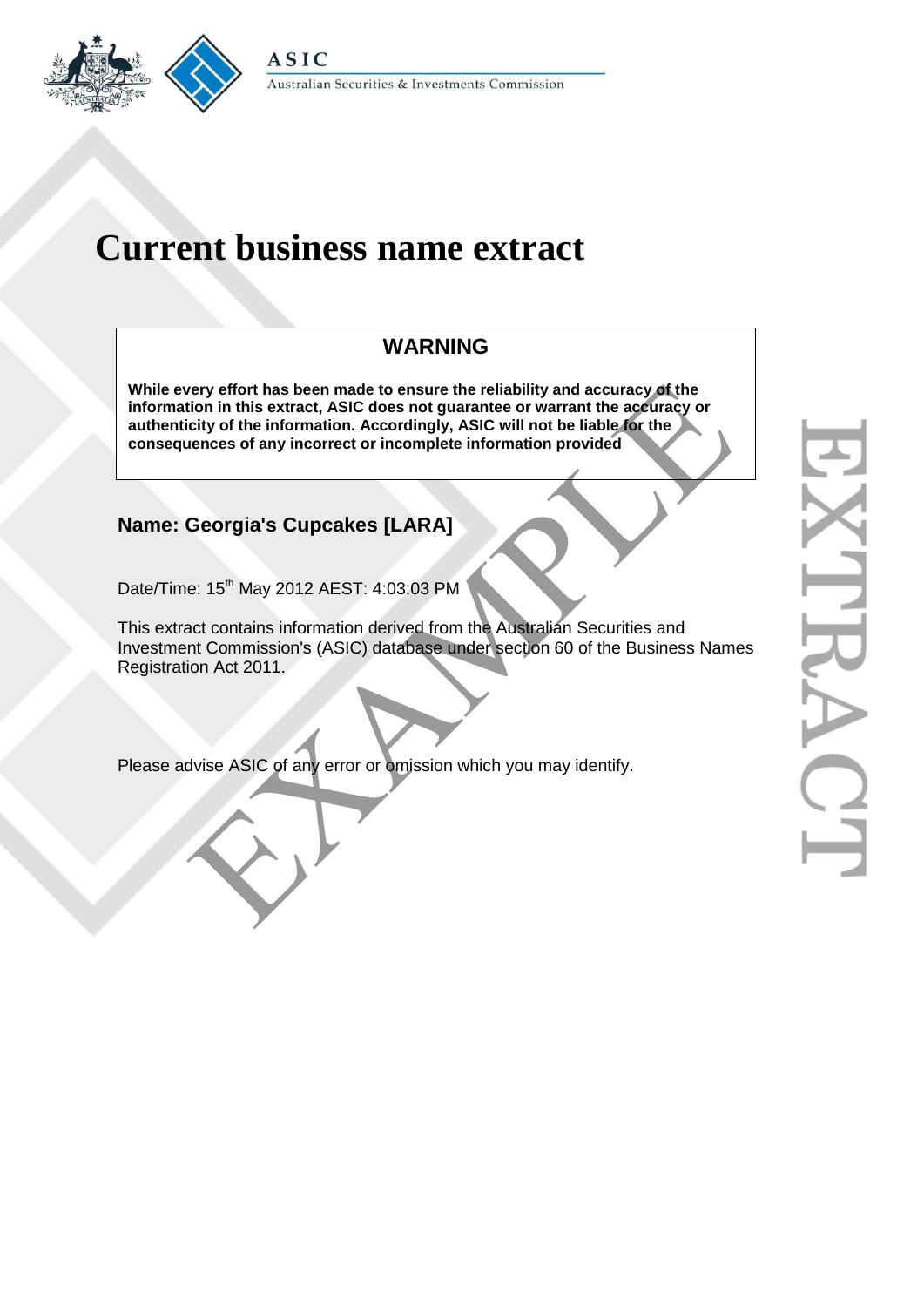ASIC

Australian Securities & Investments Commission

# Current business name extract

## WARNING

**While every effort has been made to ensure the reliability and accuracy of the information in this extract, ASIC does not guarantee or warrant the accuracy or authenticity of the information. Accordingly, ASIC will not be liable for the consequences of any incorrect or incomplete information provided**

## Name: Georgia's Cupcakes [LARA]

Date/Time: 15th May 2012 AEST: 4:03:03 PM

This extract contains information derived from the Australian Securities and Investment Commission's (ASIC) database under section 60 of the Business Names Registration Act 2011.

Please advise ASIC of any error or omission which you may identify.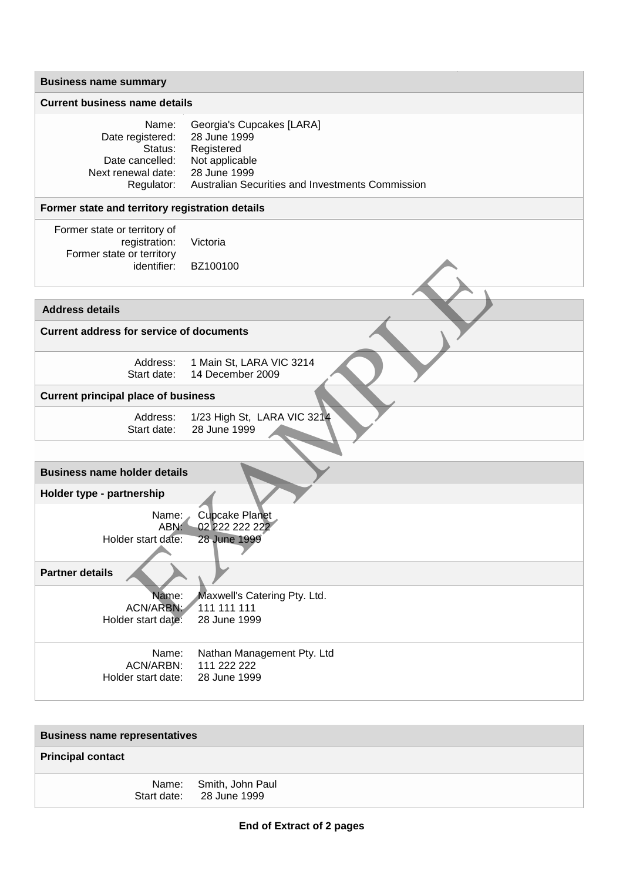## Business name summary

### Current business name details

| | |
|---|---|
| Name: | Georgia's Cupcakes [LARA] |
| Date registered: | 28 June 1999 |
| Status: | Registered |
| Date cancelled: | Not applicable |
| Next renewal date: | 28 June 1999 |
| Regulator: | Australian Securities and Investments Commission |

### Former state and territory registration details

| | |
|---|---|
| Former state or territory of registration: | Victoria |
| Former state or territory identifier: | BZ100100 |

## Address details

### Current address for service of documents

| | |
|---|---|
| Address: | 1 Main St, LARA VIC 3214 |
| Start date: | 14 December 2009 |

### Current principal place of business

| | |
|---|---|
| Address: | 1/23 High St, LARA VIC 3214 |
| Start date: | 28 June 1999 |

## Business name holder details

### Holder type - partnership

| | |
|---|---|
| Name: | Cupcake Planet |
| ABN: | 02 222 222 222 |
| Holder start date: | 28 June 1999 |

### Partner details

| | |
|---|---|
| Name: | Maxwell's Catering Pty. Ltd. |
| ACN/ARBN: | 111 111 111 |
| Holder start date: | 28 June 1999 |

| | |
|---|---|
| Name: | Nathan Management Pty. Ltd |
| ACN/ARBN: | 111 222 222 |
| Holder start date: | 28 June 1999 |

## Business name representatives

### Principal contact

| | |
|---|---|
| Name: | Smith, John Paul |
| Start date: | 28 June 1999 |

**End of Extract of 2 pages**